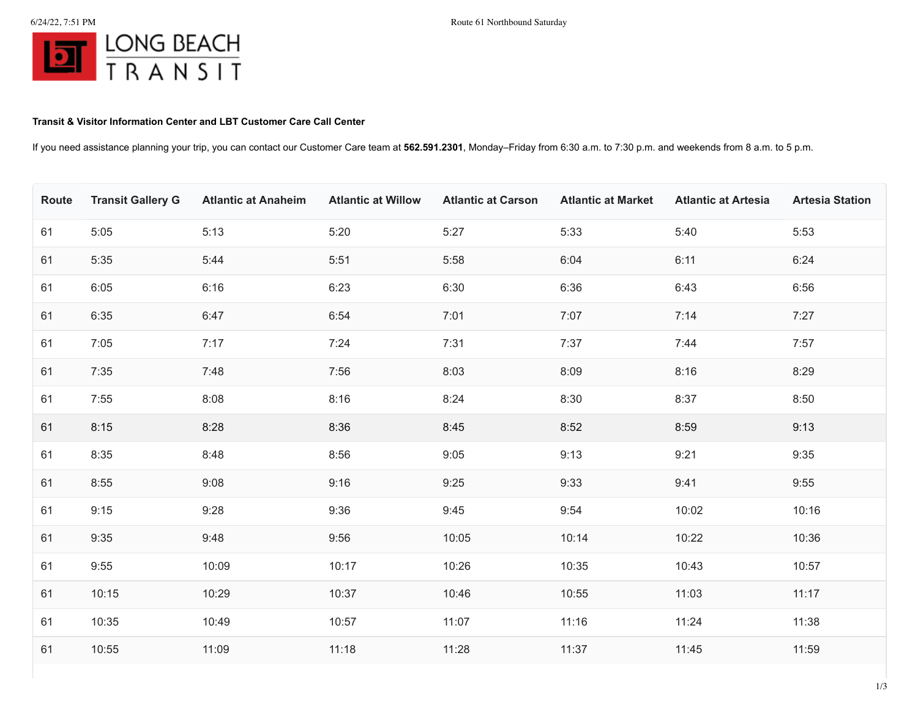LONG BEACH TRANSIT

**Transit & Visitor Information Center and LBT Customer Care Call Center**

If you need assistance planning your trip, you can contact our Customer Care team at **562.591.2301**, Monday–Friday from 6:30 a.m. to 7:30 p.m. and weekends from 8 a.m. to 5 p.m.

| Route | Transit Gallery G | Atlantic at Anaheim | Atlantic at Willow | Atlantic at Carson | Atlantic at Market | Atlantic at Artesia | Artesia Station |
|---|---|---|---|---|---|---|---|
| 61 | 5:05 | 5:13 | 5:20 | 5:27 | 5:33 | 5:40 | 5:53 |
| 61 | 5:35 | 5:44 | 5:51 | 5:58 | 6:04 | 6:11 | 6:24 |
| 61 | 6:05 | 6:16 | 6:23 | 6:30 | 6:36 | 6:43 | 6:56 |
| 61 | 6:35 | 6:47 | 6:54 | 7:01 | 7:07 | 7:14 | 7:27 |
| 61 | 7:05 | 7:17 | 7:24 | 7:31 | 7:37 | 7:44 | 7:57 |
| 61 | 7:35 | 7:48 | 7:56 | 8:03 | 8:09 | 8:16 | 8:29 |
| 61 | 7:55 | 8:08 | 8:16 | 8:24 | 8:30 | 8:37 | 8:50 |
| 61 | 8:15 | 8:28 | 8:36 | 8:45 | 8:52 | 8:59 | 9:13 |
| 61 | 8:35 | 8:48 | 8:56 | 9:05 | 9:13 | 9:21 | 9:35 |
| 61 | 8:55 | 9:08 | 9:16 | 9:25 | 9:33 | 9:41 | 9:55 |
| 61 | 9:15 | 9:28 | 9:36 | 9:45 | 9:54 | 10:02 | 10:16 |
| 61 | 9:35 | 9:48 | 9:56 | 10:05 | 10:14 | 10:22 | 10:36 |
| 61 | 9:55 | 10:09 | 10:17 | 10:26 | 10:35 | 10:43 | 10:57 |
| 61 | 10:15 | 10:29 | 10:37 | 10:46 | 10:55 | 11:03 | 11:17 |
| 61 | 10:35 | 10:49 | 10:57 | 11:07 | 11:16 | 11:24 | 11:38 |
| 61 | 10:55 | 11:09 | 11:18 | 11:28 | 11:37 | 11:45 | 11:59 |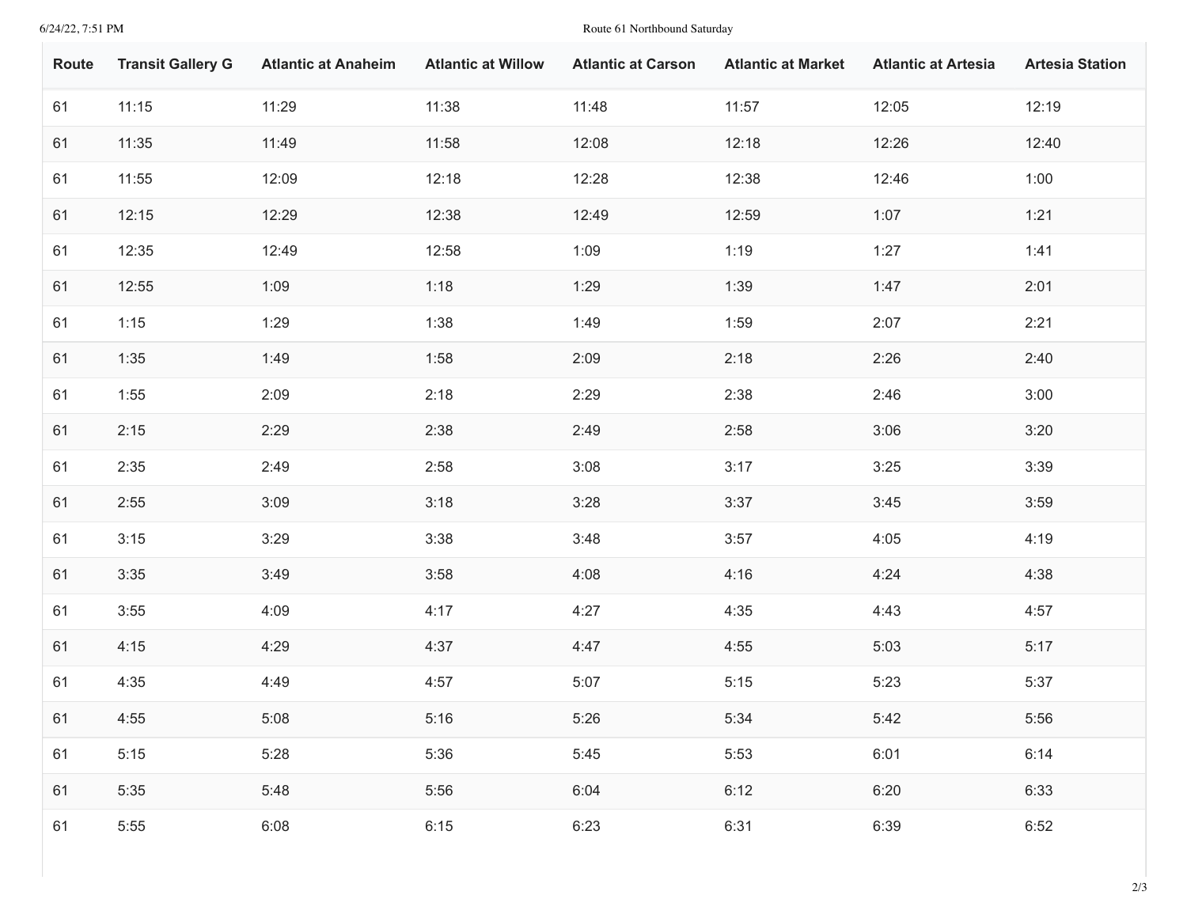| Route | Transit Gallery G | Atlantic at Anaheim | Atlantic at Willow | Atlantic at Carson | Atlantic at Market | Atlantic at Artesia | Artesia Station |
|---|---|---|---|---|---|---|---|
| 61 | 11:15 | 11:29 | 11:38 | 11:48 | 11:57 | 12:05 | 12:19 |
| 61 | 11:35 | 11:49 | 11:58 | 12:08 | 12:18 | 12:26 | 12:40 |
| 61 | 11:55 | 12:09 | 12:18 | 12:28 | 12:38 | 12:46 | 1:00 |
| 61 | 12:15 | 12:29 | 12:38 | 12:49 | 12:59 | 1:07 | 1:21 |
| 61 | 12:35 | 12:49 | 12:58 | 1:09 | 1:19 | 1:27 | 1:41 |
| 61 | 12:55 | 1:09 | 1:18 | 1:29 | 1:39 | 1:47 | 2:01 |
| 61 | 1:15 | 1:29 | 1:38 | 1:49 | 1:59 | 2:07 | 2:21 |
| 61 | 1:35 | 1:49 | 1:58 | 2:09 | 2:18 | 2:26 | 2:40 |
| 61 | 1:55 | 2:09 | 2:18 | 2:29 | 2:38 | 2:46 | 3:00 |
| 61 | 2:15 | 2:29 | 2:38 | 2:49 | 2:58 | 3:06 | 3:20 |
| 61 | 2:35 | 2:49 | 2:58 | 3:08 | 3:17 | 3:25 | 3:39 |
| 61 | 2:55 | 3:09 | 3:18 | 3:28 | 3:37 | 3:45 | 3:59 |
| 61 | 3:15 | 3:29 | 3:38 | 3:48 | 3:57 | 4:05 | 4:19 |
| 61 | 3:35 | 3:49 | 3:58 | 4:08 | 4:16 | 4:24 | 4:38 |
| 61 | 3:55 | 4:09 | 4:17 | 4:27 | 4:35 | 4:43 | 4:57 |
| 61 | 4:15 | 4:29 | 4:37 | 4:47 | 4:55 | 5:03 | 5:17 |
| 61 | 4:35 | 4:49 | 4:57 | 5:07 | 5:15 | 5:23 | 5:37 |
| 61 | 4:55 | 5:08 | 5:16 | 5:26 | 5:34 | 5:42 | 5:56 |
| 61 | 5:15 | 5:28 | 5:36 | 5:45 | 5:53 | 6:01 | 6:14 |
| 61 | 5:35 | 5:48 | 5:56 | 6:04 | 6:12 | 6:20 | 6:33 |
| 61 | 5:55 | 6:08 | 6:15 | 6:23 | 6:31 | 6:39 | 6:52 |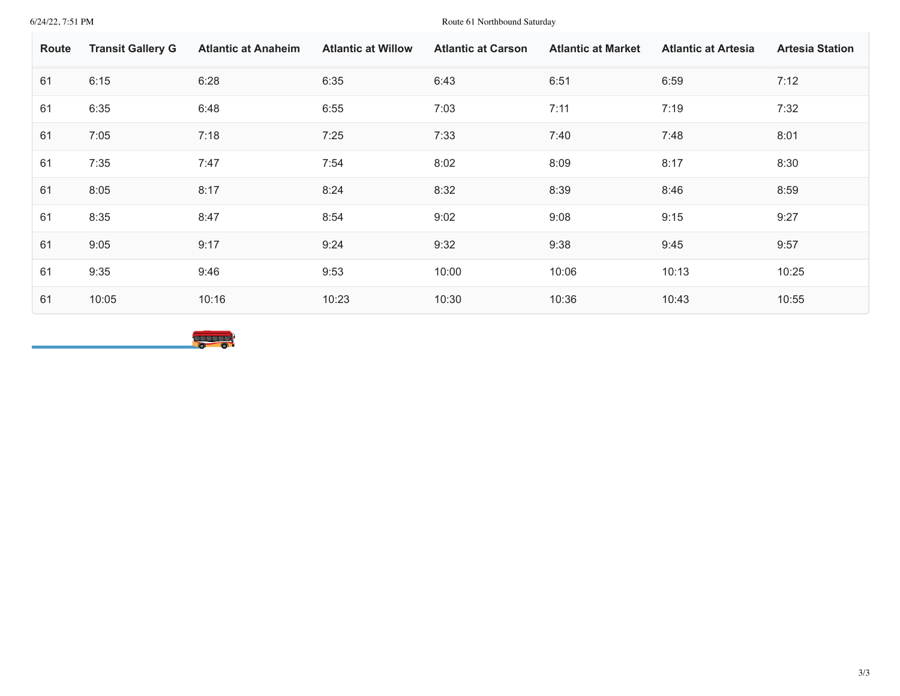| Route | Transit Gallery G | Atlantic at Anaheim | Atlantic at Willow | Atlantic at Carson | Atlantic at Market | Atlantic at Artesia | Artesia Station |
|---|---|---|---|---|---|---|---|
| 61 | 6:15 | 6:28 | 6:35 | 6:43 | 6:51 | 6:59 | 7:12 |
| 61 | 6:35 | 6:48 | 6:55 | 7:03 | 7:11 | 7:19 | 7:32 |
| 61 | 7:05 | 7:18 | 7:25 | 7:33 | 7:40 | 7:48 | 8:01 |
| 61 | 7:35 | 7:47 | 7:54 | 8:02 | 8:09 | 8:17 | 8:30 |
| 61 | 8:05 | 8:17 | 8:24 | 8:32 | 8:39 | 8:46 | 8:59 |
| 61 | 8:35 | 8:47 | 8:54 | 9:02 | 9:08 | 9:15 | 9:27 |
| 61 | 9:05 | 9:17 | 9:24 | 9:32 | 9:38 | 9:45 | 9:57 |
| 61 | 9:35 | 9:46 | 9:53 | 10:00 | 10:06 | 10:13 | 10:25 |
| 61 | 10:05 | 10:16 | 10:23 | 10:30 | 10:36 | 10:43 | 10:55 |